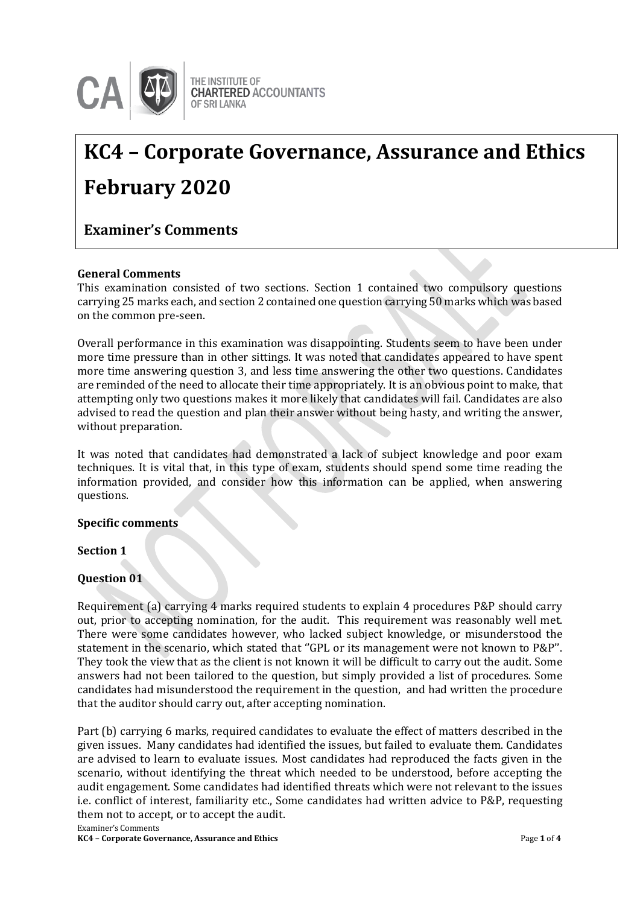THE INSTITUTE OF CHARTERED ACCOUNTANTS OF SRI LANKA

# KC4 – Corporate Governance, Assurance and Ethics

# February 2020

## Examiner's Comments

**General Comments**

This examination consisted of two sections. Section 1 contained two compulsory questions carrying 25 marks each, and section 2 contained one question carrying 50 marks which was based on the common pre-seen.

Overall performance in this examination was disappointing. Students seem to have been under more time pressure than in other sittings. It was noted that candidates appeared to have spent more time answering question 3, and less time answering the other two questions. Candidates are reminded of the need to allocate their time appropriately. It is an obvious point to make, that attempting only two questions makes it more likely that candidates will fail. Candidates are also advised to read the question and plan their answer without being hasty, and writing the answer, without preparation.

It was noted that candidates had demonstrated a lack of subject knowledge and poor exam techniques. It is vital that, in this type of exam, students should spend some time reading the information provided, and consider how this information can be applied, when answering questions.

**Specific comments**

**Section 1**

**Question 01**

Requirement (a) carrying 4 marks required students to explain 4 procedures P&P should carry out, prior to accepting nomination, for the audit. This requirement was reasonably well met. There were some candidates however, who lacked subject knowledge, or misunderstood the statement in the scenario, which stated that ''GPL or its management were not known to P&P''. They took the view that as the client is not known it will be difficult to carry out the audit. Some answers had not been tailored to the question, but simply provided a list of procedures. Some candidates had misunderstood the requirement in the question, and had written the procedure that the auditor should carry out, after accepting nomination.

Part (b) carrying 6 marks, required candidates to evaluate the effect of matters described in the given issues. Many candidates had identified the issues, but failed to evaluate them. Candidates are advised to learn to evaluate issues. Most candidates had reproduced the facts given in the scenario, without identifying the threat which needed to be understood, before accepting the audit engagement. Some candidates had identified threats which were not relevant to the issues i.e. conflict of interest, familiarity etc., Some candidates had written advice to P&P, requesting them not to accept, or to accept the audit.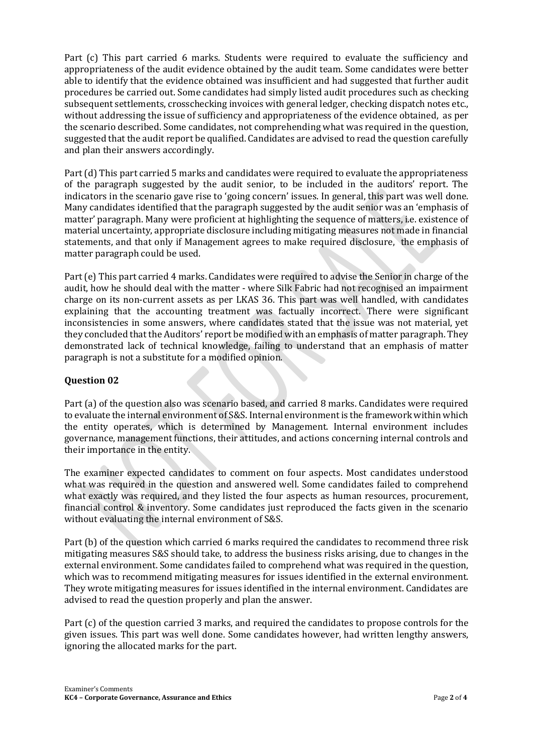Part (c) This part carried 6 marks. Students were required to evaluate the sufficiency and appropriateness of the audit evidence obtained by the audit team. Some candidates were better able to identify that the evidence obtained was insufficient and had suggested that further audit procedures be carried out. Some candidates had simply listed audit procedures such as checking subsequent settlements, crosschecking invoices with general ledger, checking dispatch notes etc., without addressing the issue of sufficiency and appropriateness of the evidence obtained, as per the scenario described. Some candidates, not comprehending what was required in the question, suggested that the audit report be qualified. Candidates are advised to read the question carefully and plan their answers accordingly.

Part (d) This part carried 5 marks and candidates were required to evaluate the appropriateness of the paragraph suggested by the audit senior, to be included in the auditors' report. The indicators in the scenario gave rise to 'going concern' issues. In general, this part was well done. Many candidates identified that the paragraph suggested by the audit senior was an 'emphasis of matter' paragraph. Many were proficient at highlighting the sequence of matters, i.e. existence of material uncertainty, appropriate disclosure including mitigating measures not made in financial statements, and that only if Management agrees to make required disclosure, the emphasis of matter paragraph could be used.

Part (e) This part carried 4 marks. Candidates were required to advise the Senior in charge of the audit, how he should deal with the matter - where Silk Fabric had not recognised an impairment charge on its non-current assets as per LKAS 36. This part was well handled, with candidates explaining that the accounting treatment was factually incorrect. There were significant inconsistencies in some answers, where candidates stated that the issue was not material, yet they concluded that the Auditors' report be modified with an emphasis of matter paragraph. They demonstrated lack of technical knowledge, failing to understand that an emphasis of matter paragraph is not a substitute for a modified opinion.

### Question 02

Part (a) of the question also was scenario based, and carried 8 marks. Candidates were required to evaluate the internal environment of S&S. Internal environment is the framework within which the entity operates, which is determined by Management. Internal environment includes governance, management functions, their attitudes, and actions concerning internal controls and their importance in the entity.

The examiner expected candidates to comment on four aspects. Most candidates understood what was required in the question and answered well. Some candidates failed to comprehend what exactly was required, and they listed the four aspects as human resources, procurement, financial control & inventory. Some candidates just reproduced the facts given in the scenario without evaluating the internal environment of S&S.

Part (b) of the question which carried 6 marks required the candidates to recommend three risk mitigating measures S&S should take, to address the business risks arising, due to changes in the external environment. Some candidates failed to comprehend what was required in the question, which was to recommend mitigating measures for issues identified in the external environment. They wrote mitigating measures for issues identified in the internal environment. Candidates are advised to read the question properly and plan the answer.

Part (c) of the question carried 3 marks, and required the candidates to propose controls for the given issues. This part was well done. Some candidates however, had written lengthy answers, ignoring the allocated marks for the part.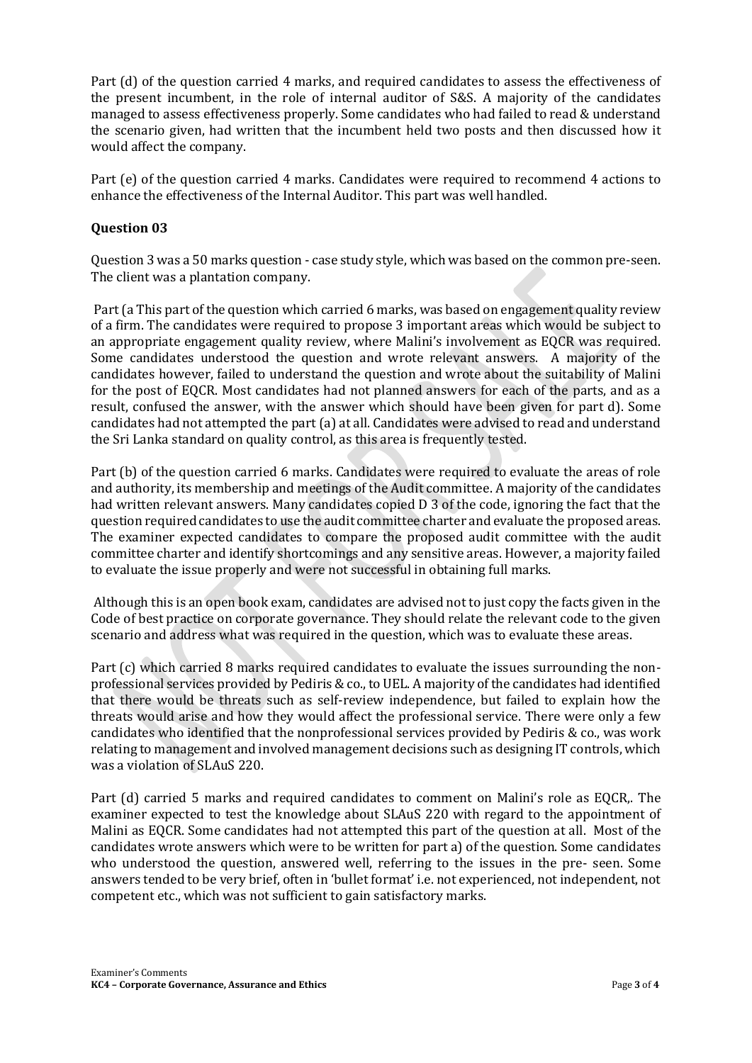Part (d) of the question carried 4 marks, and required candidates to assess the effectiveness of the present incumbent, in the role of internal auditor of S&S. A majority of the candidates managed to assess effectiveness properly. Some candidates who had failed to read & understand the scenario given, had written that the incumbent held two posts and then discussed how it would affect the company.

Part (e) of the question carried 4 marks. Candidates were required to recommend 4 actions to enhance the effectiveness of the Internal Auditor. This part was well handled.

### Question 03

Question 3 was a 50 marks question - case study style, which was based on the common pre-seen. The client was a plantation company.

Part (a This part of the question which carried 6 marks, was based on engagement quality review of a firm. The candidates were required to propose 3 important areas which would be subject to an appropriate engagement quality review, where Malini's involvement as EQCR was required. Some candidates understood the question and wrote relevant answers. A majority of the candidates however, failed to understand the question and wrote about the suitability of Malini for the post of EQCR. Most candidates had not planned answers for each of the parts, and as a result, confused the answer, with the answer which should have been given for part d). Some candidates had not attempted the part (a) at all. Candidates were advised to read and understand the Sri Lanka standard on quality control, as this area is frequently tested.

Part (b) of the question carried 6 marks. Candidates were required to evaluate the areas of role and authority, its membership and meetings of the Audit committee. A majority of the candidates had written relevant answers. Many candidates copied D 3 of the code, ignoring the fact that the question required candidates to use the audit committee charter and evaluate the proposed areas. The examiner expected candidates to compare the proposed audit committee with the audit committee charter and identify shortcomings and any sensitive areas. However, a majority failed to evaluate the issue properly and were not successful in obtaining full marks.

Although this is an open book exam, candidates are advised not to just copy the facts given in the Code of best practice on corporate governance. They should relate the relevant code to the given scenario and address what was required in the question, which was to evaluate these areas.

Part (c) which carried 8 marks required candidates to evaluate the issues surrounding the non-professional services provided by Pediris & co., to UEL. A majority of the candidates had identified that there would be threats such as self-review independence, but failed to explain how the threats would arise and how they would affect the professional service. There were only a few candidates who identified that the nonprofessional services provided by Pediris & co., was work relating to management and involved management decisions such as designing IT controls, which was a violation of SLAuS 220.

Part (d) carried 5 marks and required candidates to comment on Malini's role as EQCR,. The examiner expected to test the knowledge about SLAuS 220 with regard to the appointment of Malini as EQCR. Some candidates had not attempted this part of the question at all. Most of the candidates wrote answers which were to be written for part a) of the question. Some candidates who understood the question, answered well, referring to the issues in the pre- seen. Some answers tended to be very brief, often in 'bullet format' i.e. not experienced, not independent, not competent etc., which was not sufficient to gain satisfactory marks.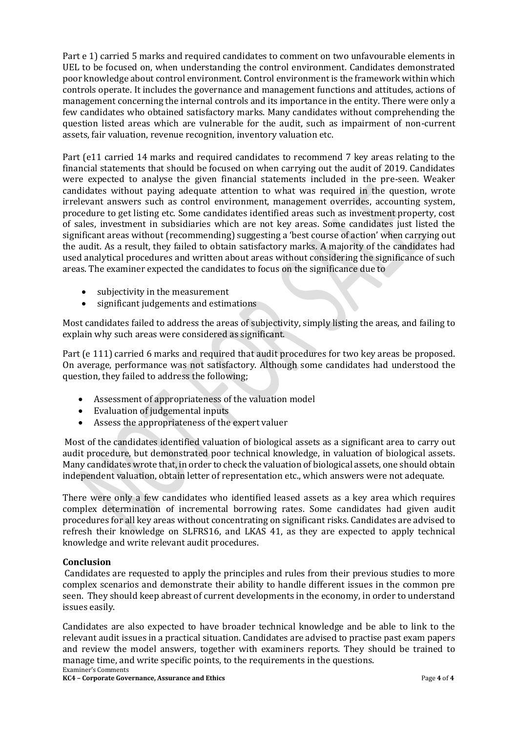Part e 1) carried 5 marks and required candidates to comment on two unfavourable elements in UEL to be focused on, when understanding the control environment. Candidates demonstrated poor knowledge about control environment. Control environment is the framework within which controls operate. It includes the governance and management functions and attitudes, actions of management concerning the internal controls and its importance in the entity. There were only a few candidates who obtained satisfactory marks. Many candidates without comprehending the question listed areas which are vulnerable for the audit, such as impairment of non-current assets, fair valuation, revenue recognition, inventory valuation etc.

Part (e11 carried 14 marks and required candidates to recommend 7 key areas relating to the financial statements that should be focused on when carrying out the audit of 2019. Candidates were expected to analyse the given financial statements included in the pre-seen. Weaker candidates without paying adequate attention to what was required in the question, wrote irrelevant answers such as control environment, management overrides, accounting system, procedure to get listing etc. Some candidates identified areas such as investment property, cost of sales, investment in subsidiaries which are not key areas. Some candidates just listed the significant areas without (recommending) suggesting a 'best course of action' when carrying out the audit. As a result, they failed to obtain satisfactory marks. A majority of the candidates had used analytical procedures and written about areas without considering the significance of such areas. The examiner expected the candidates to focus on the significance due to

- subjectivity in the measurement
- significant judgements and estimations

Most candidates failed to address the areas of subjectivity, simply listing the areas, and failing to explain why such areas were considered as significant.

Part (e 111) carried 6 marks and required that audit procedures for two key areas be proposed. On average, performance was not satisfactory. Although some candidates had understood the question, they failed to address the following;

- Assessment of appropriateness of the valuation model
- Evaluation of judgemental inputs
- Assess the appropriateness of the expert valuer

Most of the candidates identified valuation of biological assets as a significant area to carry out audit procedure, but demonstrated poor technical knowledge, in valuation of biological assets. Many candidates wrote that, in order to check the valuation of biological assets, one should obtain independent valuation, obtain letter of representation etc., which answers were not adequate.

There were only a few candidates who identified leased assets as a key area which requires complex determination of incremental borrowing rates. Some candidates had given audit procedures for all key areas without concentrating on significant risks. Candidates are advised to refresh their knowledge on SLFRS16, and LKAS 41, as they are expected to apply technical knowledge and write relevant audit procedures.

### Conclusion

Candidates are requested to apply the principles and rules from their previous studies to more complex scenarios and demonstrate their ability to handle different issues in the common pre seen. They should keep abreast of current developments in the economy, in order to understand issues easily.

Candidates are also expected to have broader technical knowledge and be able to link to the relevant audit issues in a practical situation. Candidates are advised to practise past exam papers and review the model answers, together with examiners reports. They should be trained to manage time, and write specific points, to the requirements in the questions.